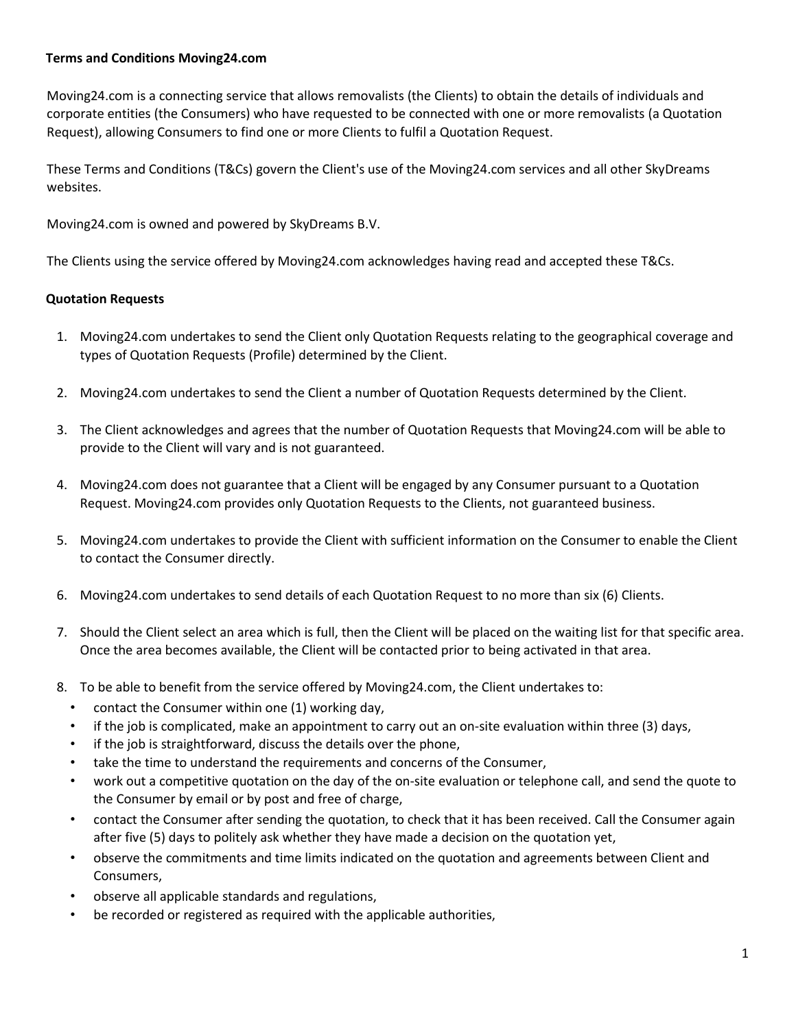**Terms and Conditions Moving24.com**

Moving24.com is a connecting service that allows removalists (the Clients) to obtain the details of individuals and corporate entities (the Consumers) who have requested to be connected with one or more removalists (a Quotation Request), allowing Consumers to find one or more Clients to fulfil a Quotation Request.

These Terms and Conditions (T&Cs) govern the Client's use of the Moving24.com services and all other SkyDreams websites.

Moving24.com is owned and powered by SkyDreams B.V.

The Clients using the service offered by Moving24.com acknowledges having read and accepted these T&Cs.

**Quotation Requests**

1. Moving24.com undertakes to send the Client only Quotation Requests relating to the geographical coverage and types of Quotation Requests (Profile) determined by the Client.

2. Moving24.com undertakes to send the Client a number of Quotation Requests determined by the Client.

3. The Client acknowledges and agrees that the number of Quotation Requests that Moving24.com will be able to provide to the Client will vary and is not guaranteed.

4. Moving24.com does not guarantee that a Client will be engaged by any Consumer pursuant to a Quotation Request. Moving24.com provides only Quotation Requests to the Clients, not guaranteed business.

5. Moving24.com undertakes to provide the Client with sufficient information on the Consumer to enable the Client to contact the Consumer directly.

6. Moving24.com undertakes to send details of each Quotation Request to no more than six (6) Clients.

7. Should the Client select an area which is full, then the Client will be placed on the waiting list for that specific area. Once the area becomes available, the Client will be contacted prior to being activated in that area.

8. To be able to benefit from the service offered by Moving24.com, the Client undertakes to:
   - contact the Consumer within one (1) working day,
   - if the job is complicated, make an appointment to carry out an on-site evaluation within three (3) days,
   - if the job is straightforward, discuss the details over the phone,
   - take the time to understand the requirements and concerns of the Consumer,
   - work out a competitive quotation on the day of the on-site evaluation or telephone call, and send the quote to the Consumer by email or by post and free of charge,
   - contact the Consumer after sending the quotation, to check that it has been received. Call the Consumer again after five (5) days to politely ask whether they have made a decision on the quotation yet,
   - observe the commitments and time limits indicated on the quotation and agreements between Client and Consumers,
   - observe all applicable standards and regulations,
   - be recorded or registered as required with the applicable authorities,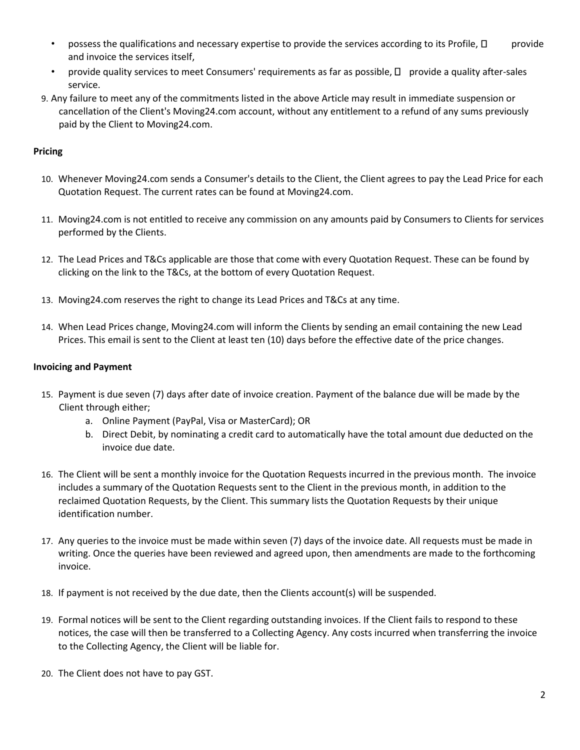- possess the qualifications and necessary expertise to provide the services according to its Profile,  provide and invoice the services itself,
- provide quality services to meet Consumers' requirements as far as possible,  provide a quality after-sales service.

9. Any failure to meet any of the commitments listed in the above Article may result in immediate suspension or cancellation of the Client's Moving24.com account, without any entitlement to a refund of any sums previously paid by the Client to Moving24.com.

**Pricing**

10. Whenever Moving24.com sends a Consumer's details to the Client, the Client agrees to pay the Lead Price for each Quotation Request. The current rates can be found at Moving24.com.
11. Moving24.com is not entitled to receive any commission on any amounts paid by Consumers to Clients for services performed by the Clients.
12. The Lead Prices and T&Cs applicable are those that come with every Quotation Request. These can be found by clicking on the link to the T&Cs, at the bottom of every Quotation Request.
13. Moving24.com reserves the right to change its Lead Prices and T&Cs at any time.
14. When Lead Prices change, Moving24.com will inform the Clients by sending an email containing the new Lead Prices. This email is sent to the Client at least ten (10) days before the effective date of the price changes.

**Invoicing and Payment**

15. Payment is due seven (7) days after date of invoice creation. Payment of the balance due will be made by the Client through either;
    a. Online Payment (PayPal, Visa or MasterCard); OR
    b. Direct Debit, by nominating a credit card to automatically have the total amount due deducted on the invoice due date.
16. The Client will be sent a monthly invoice for the Quotation Requests incurred in the previous month. The invoice includes a summary of the Quotation Requests sent to the Client in the previous month, in addition to the reclaimed Quotation Requests, by the Client. This summary lists the Quotation Requests by their unique identification number.
17. Any queries to the invoice must be made within seven (7) days of the invoice date. All requests must be made in writing. Once the queries have been reviewed and agreed upon, then amendments are made to the forthcoming invoice.
18. If payment is not received by the due date, then the Clients account(s) will be suspended.
19. Formal notices will be sent to the Client regarding outstanding invoices. If the Client fails to respond to these notices, the case will then be transferred to a Collecting Agency. Any costs incurred when transferring the invoice to the Collecting Agency, the Client will be liable for.
20. The Client does not have to pay GST.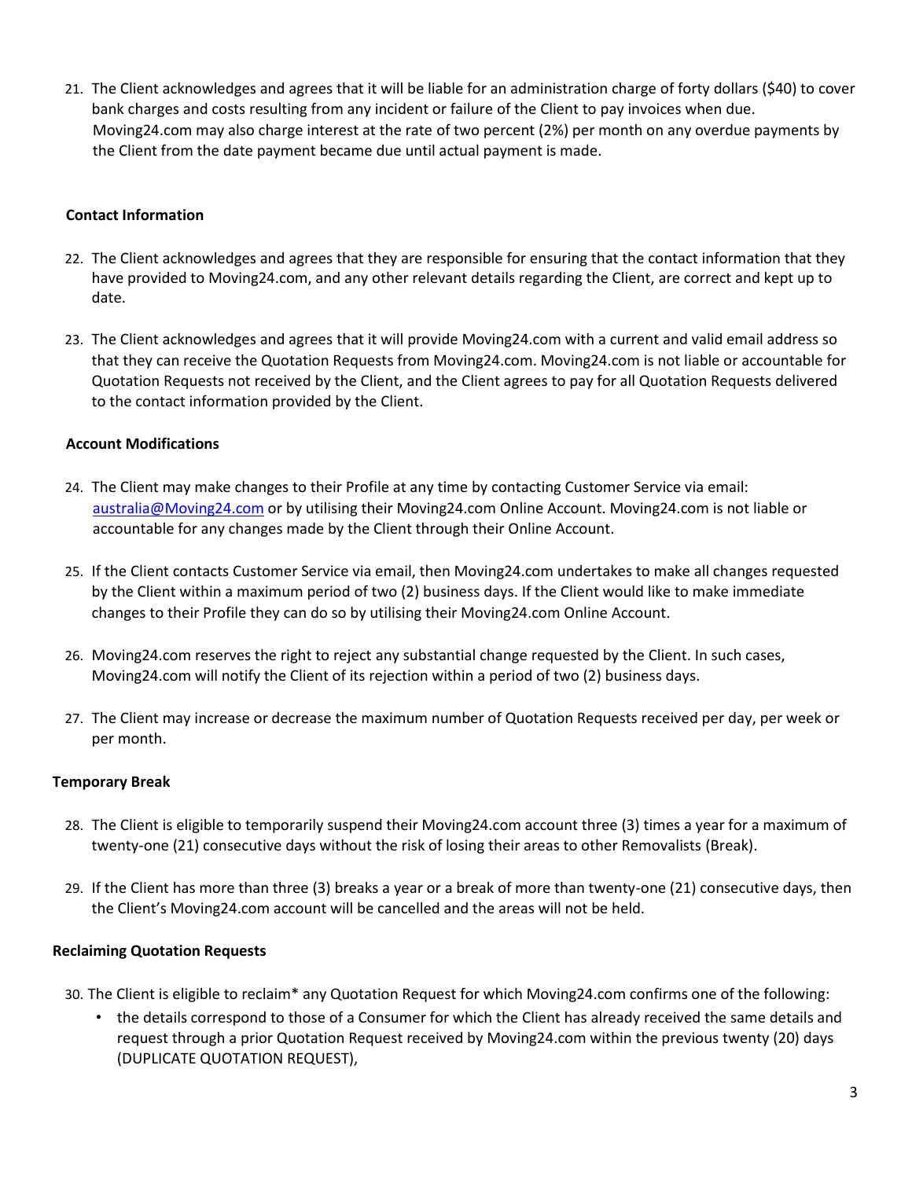21. The Client acknowledges and agrees that it will be liable for an administration charge of forty dollars ($40) to cover bank charges and costs resulting from any incident or failure of the Client to pay invoices when due. Moving24.com may also charge interest at the rate of two percent (2%) per month on any overdue payments by the Client from the date payment became due until actual payment is made.

**Contact Information**

22. The Client acknowledges and agrees that they are responsible for ensuring that the contact information that they have provided to Moving24.com, and any other relevant details regarding the Client, are correct and kept up to date.

23. The Client acknowledges and agrees that it will provide Moving24.com with a current and valid email address so that they can receive the Quotation Requests from Moving24.com. Moving24.com is not liable or accountable for Quotation Requests not received by the Client, and the Client agrees to pay for all Quotation Requests delivered to the contact information provided by the Client.

**Account Modifications**

24. The Client may make changes to their Profile at any time by contacting Customer Service via email: [australia@Moving24.com](mailto:australia@Moving24.com) or by utilising their Moving24.com Online Account. Moving24.com is not liable or accountable for any changes made by the Client through their Online Account.

25. If the Client contacts Customer Service via email, then Moving24.com undertakes to make all changes requested by the Client within a maximum period of two (2) business days. If the Client would like to make immediate changes to their Profile they can do so by utilising their Moving24.com Online Account.

26. Moving24.com reserves the right to reject any substantial change requested by the Client. In such cases, Moving24.com will notify the Client of its rejection within a period of two (2) business days.

27. The Client may increase or decrease the maximum number of Quotation Requests received per day, per week or per month.

**Temporary Break**

28. The Client is eligible to temporarily suspend their Moving24.com account three (3) times a year for a maximum of twenty-one (21) consecutive days without the risk of losing their areas to other Removalists (Break).

29. If the Client has more than three (3) breaks a year or a break of more than twenty-one (21) consecutive days, then the Client's Moving24.com account will be cancelled and the areas will not be held.

**Reclaiming Quotation Requests**

30. The Client is eligible to reclaim* any Quotation Request for which Moving24.com confirms one of the following:
    - the details correspond to those of a Consumer for which the Client has already received the same details and request through a prior Quotation Request received by Moving24.com within the previous twenty (20) days (DUPLICATE QUOTATION REQUEST),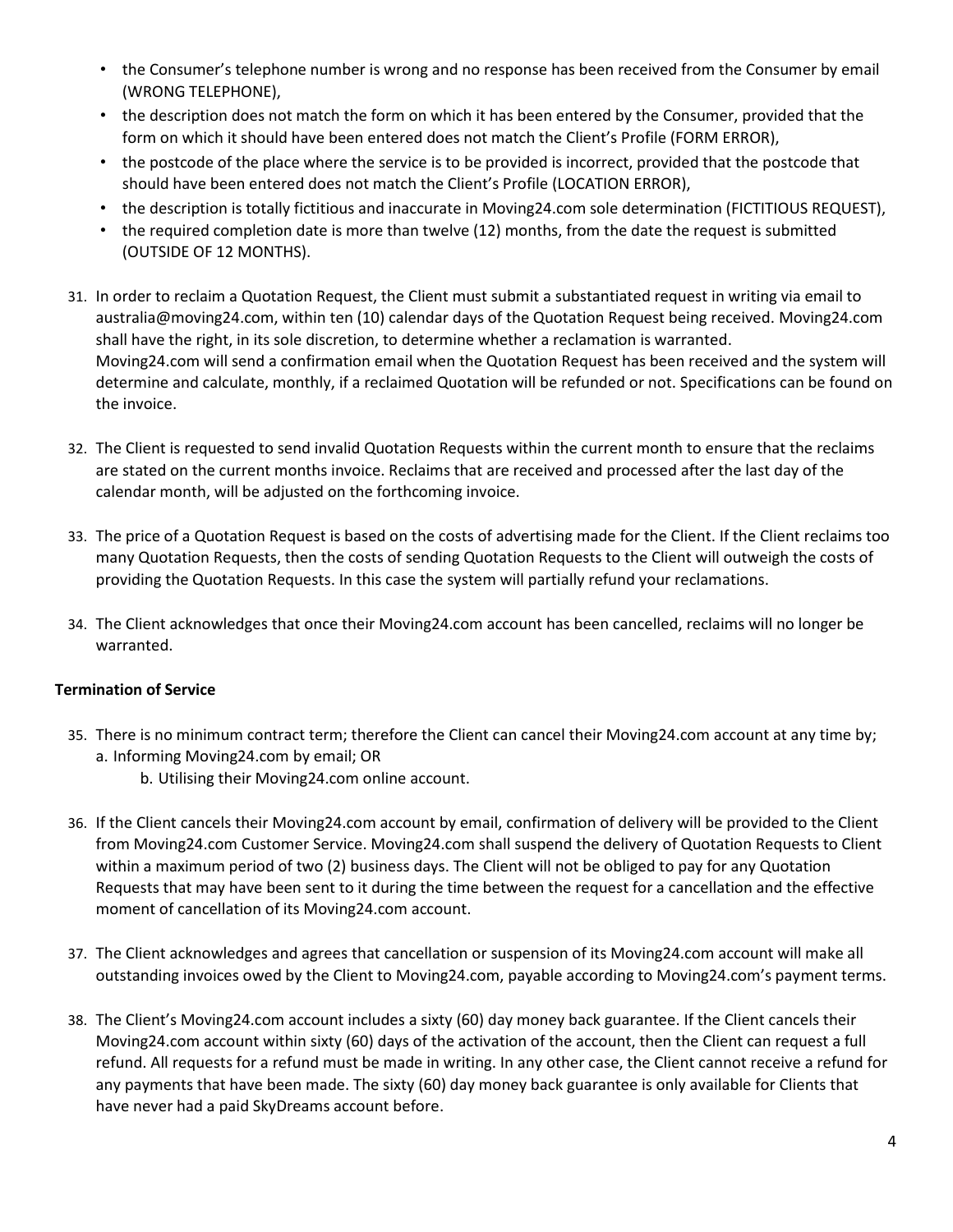- the Consumer's telephone number is wrong and no response has been received from the Consumer by email (WRONG TELEPHONE),
- the description does not match the form on which it has been entered by the Consumer, provided that the form on which it should have been entered does not match the Client's Profile (FORM ERROR),
- the postcode of the place where the service is to be provided is incorrect, provided that the postcode that should have been entered does not match the Client's Profile (LOCATION ERROR),
- the description is totally fictitious and inaccurate in Moving24.com sole determination (FICTITIOUS REQUEST),
- the required completion date is more than twelve (12) months, from the date the request is submitted (OUTSIDE OF 12 MONTHS).

31. In order to reclaim a Quotation Request, the Client must submit a substantiated request in writing via email to australia@moving24.com, within ten (10) calendar days of the Quotation Request being received. Moving24.com shall have the right, in its sole discretion, to determine whether a reclamation is warranted. Moving24.com will send a confirmation email when the Quotation Request has been received and the system will determine and calculate, monthly, if a reclaimed Quotation will be refunded or not. Specifications can be found on the invoice.

32. The Client is requested to send invalid Quotation Requests within the current month to ensure that the reclaims are stated on the current months invoice. Reclaims that are received and processed after the last day of the calendar month, will be adjusted on the forthcoming invoice.

33. The price of a Quotation Request is based on the costs of advertising made for the Client. If the Client reclaims too many Quotation Requests, then the costs of sending Quotation Requests to the Client will outweigh the costs of providing the Quotation Requests. In this case the system will partially refund your reclamations.

34. The Client acknowledges that once their Moving24.com account has been cancelled, reclaims will no longer be warranted.

**Termination of Service**

35. There is no minimum contract term; therefore the Client can cancel their Moving24.com account at any time by;
    a. Informing Moving24.com by email; OR
    b. Utilising their Moving24.com online account.

36. If the Client cancels their Moving24.com account by email, confirmation of delivery will be provided to the Client from Moving24.com Customer Service. Moving24.com shall suspend the delivery of Quotation Requests to Client within a maximum period of two (2) business days. The Client will not be obliged to pay for any Quotation Requests that may have been sent to it during the time between the request for a cancellation and the effective moment of cancellation of its Moving24.com account.

37. The Client acknowledges and agrees that cancellation or suspension of its Moving24.com account will make all outstanding invoices owed by the Client to Moving24.com, payable according to Moving24.com's payment terms.

38. The Client's Moving24.com account includes a sixty (60) day money back guarantee. If the Client cancels their Moving24.com account within sixty (60) days of the activation of the account, then the Client can request a full refund. All requests for a refund must be made in writing. In any other case, the Client cannot receive a refund for any payments that have been made. The sixty (60) day money back guarantee is only available for Clients that have never had a paid SkyDreams account before.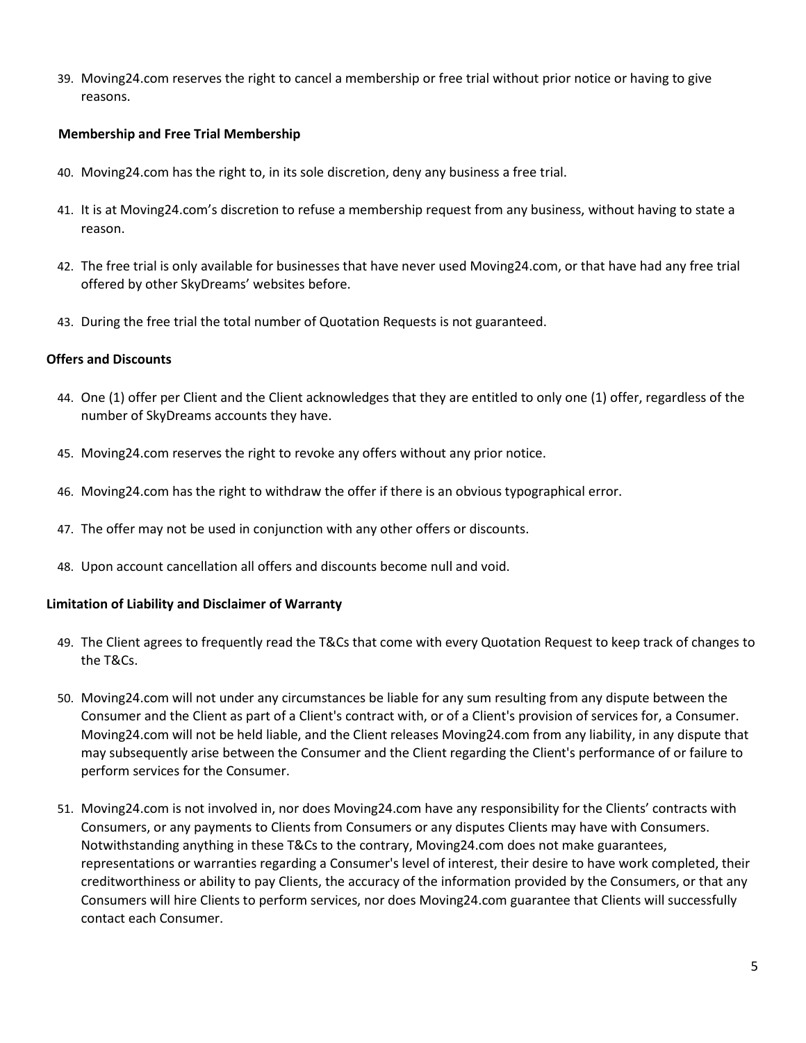39. Moving24.com reserves the right to cancel a membership or free trial without prior notice or having to give reasons.

**Membership and Free Trial Membership**

40. Moving24.com has the right to, in its sole discretion, deny any business a free trial.

41. It is at Moving24.com's discretion to refuse a membership request from any business, without having to state a reason.

42. The free trial is only available for businesses that have never used Moving24.com, or that have had any free trial offered by other SkyDreams' websites before.

43. During the free trial the total number of Quotation Requests is not guaranteed.

**Offers and Discounts**

44. One (1) offer per Client and the Client acknowledges that they are entitled to only one (1) offer, regardless of the number of SkyDreams accounts they have.

45. Moving24.com reserves the right to revoke any offers without any prior notice.

46. Moving24.com has the right to withdraw the offer if there is an obvious typographical error.

47. The offer may not be used in conjunction with any other offers or discounts.

48. Upon account cancellation all offers and discounts become null and void.

**Limitation of Liability and Disclaimer of Warranty**

49. The Client agrees to frequently read the T&Cs that come with every Quotation Request to keep track of changes to the T&Cs.

50. Moving24.com will not under any circumstances be liable for any sum resulting from any dispute between the Consumer and the Client as part of a Client's contract with, or of a Client's provision of services for, a Consumer. Moving24.com will not be held liable, and the Client releases Moving24.com from any liability, in any dispute that may subsequently arise between the Consumer and the Client regarding the Client's performance of or failure to perform services for the Consumer.

51. Moving24.com is not involved in, nor does Moving24.com have any responsibility for the Clients' contracts with Consumers, or any payments to Clients from Consumers or any disputes Clients may have with Consumers. Notwithstanding anything in these T&Cs to the contrary, Moving24.com does not make guarantees, representations or warranties regarding a Consumer's level of interest, their desire to have work completed, their creditworthiness or ability to pay Clients, the accuracy of the information provided by the Consumers, or that any Consumers will hire Clients to perform services, nor does Moving24.com guarantee that Clients will successfully contact each Consumer.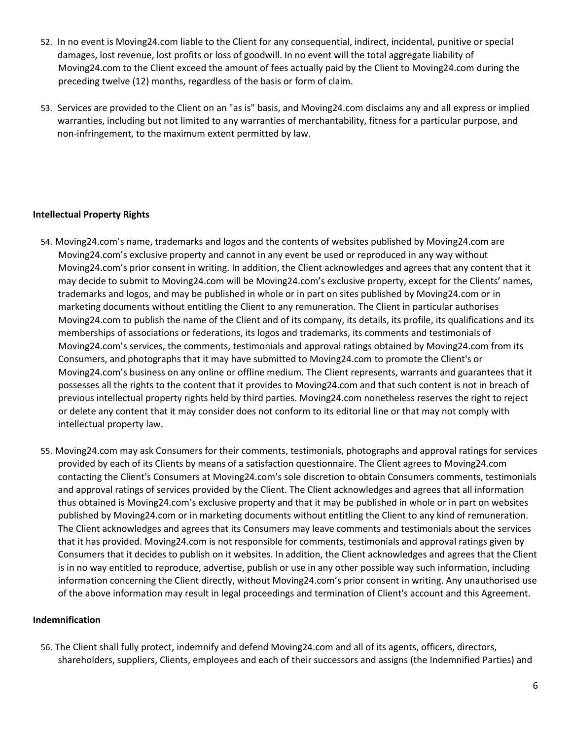52. In no event is Moving24.com liable to the Client for any consequential, indirect, incidental, punitive or special damages, lost revenue, lost profits or loss of goodwill. In no event will the total aggregate liability of Moving24.com to the Client exceed the amount of fees actually paid by the Client to Moving24.com during the preceding twelve (12) months, regardless of the basis or form of claim.

53. Services are provided to the Client on an "as is" basis, and Moving24.com disclaims any and all express or implied warranties, including but not limited to any warranties of merchantability, fitness for a particular purpose, and non-infringement, to the maximum extent permitted by law.

**Intellectual Property Rights**

54. Moving24.com's name, trademarks and logos and the contents of websites published by Moving24.com are Moving24.com's exclusive property and cannot in any event be used or reproduced in any way without Moving24.com's prior consent in writing. In addition, the Client acknowledges and agrees that any content that it may decide to submit to Moving24.com will be Moving24.com's exclusive property, except for the Clients' names, trademarks and logos, and may be published in whole or in part on sites published by Moving24.com or in marketing documents without entitling the Client to any remuneration. The Client in particular authorises Moving24.com to publish the name of the Client and of its company, its details, its profile, its qualifications and its memberships of associations or federations, its logos and trademarks, its comments and testimonials of Moving24.com's services, the comments, testimonials and approval ratings obtained by Moving24.com from its Consumers, and photographs that it may have submitted to Moving24.com to promote the Client's or Moving24.com's business on any online or offline medium. The Client represents, warrants and guarantees that it possesses all the rights to the content that it provides to Moving24.com and that such content is not in breach of previous intellectual property rights held by third parties. Moving24.com nonetheless reserves the right to reject or delete any content that it may consider does not conform to its editorial line or that may not comply with intellectual property law.

55. Moving24.com may ask Consumers for their comments, testimonials, photographs and approval ratings for services provided by each of its Clients by means of a satisfaction questionnaire. The Client agrees to Moving24.com contacting the Client's Consumers at Moving24.com's sole discretion to obtain Consumers comments, testimonials and approval ratings of services provided by the Client. The Client acknowledges and agrees that all information thus obtained is Moving24.com's exclusive property and that it may be published in whole or in part on websites published by Moving24.com or in marketing documents without entitling the Client to any kind of remuneration. The Client acknowledges and agrees that its Consumers may leave comments and testimonials about the services that it has provided. Moving24.com is not responsible for comments, testimonials and approval ratings given by Consumers that it decides to publish on it websites. In addition, the Client acknowledges and agrees that the Client is in no way entitled to reproduce, advertise, publish or use in any other possible way such information, including information concerning the Client directly, without Moving24.com's prior consent in writing. Any unauthorised use of the above information may result in legal proceedings and termination of Client's account and this Agreement.

**Indemnification**

56. The Client shall fully protect, indemnify and defend Moving24.com and all of its agents, officers, directors, shareholders, suppliers, Clients, employees and each of their successors and assigns (the Indemnified Parties) and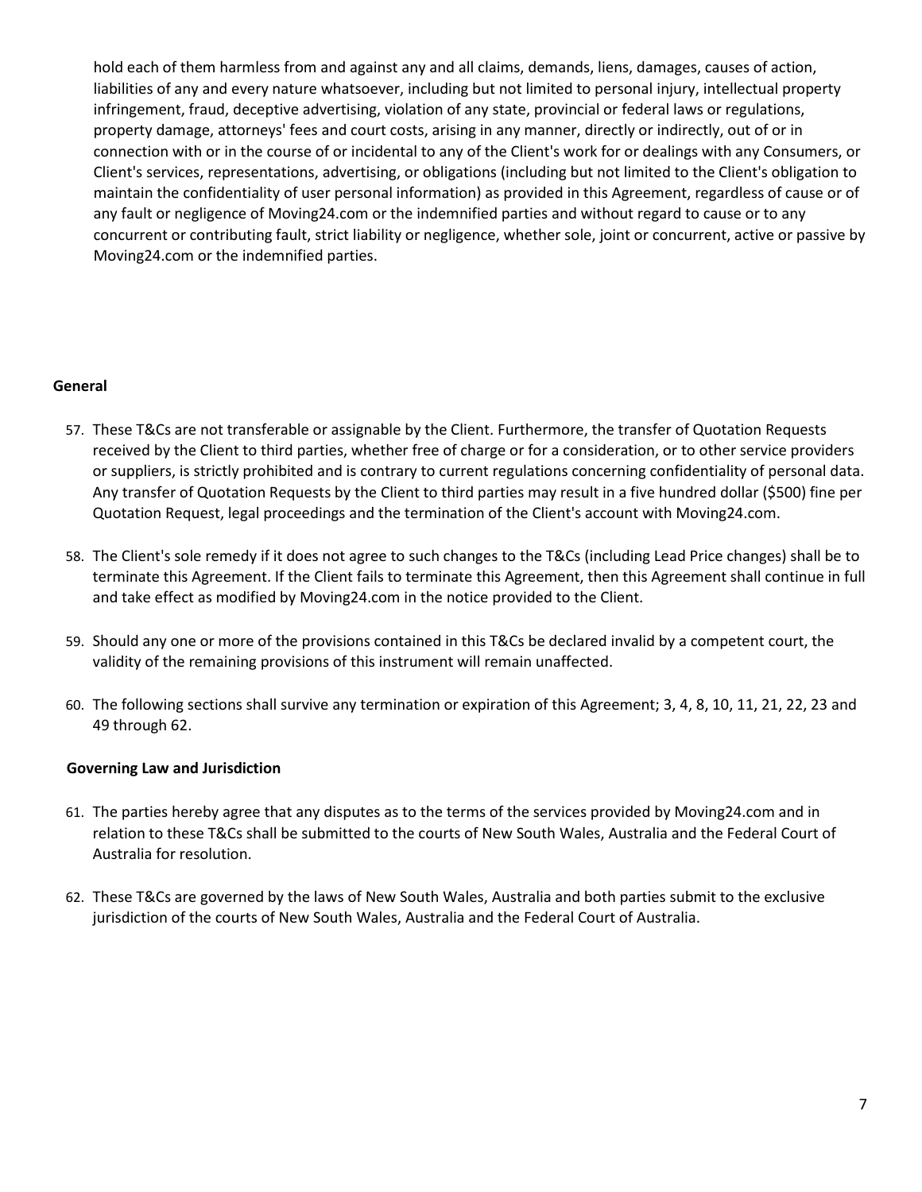hold each of them harmless from and against any and all claims, demands, liens, damages, causes of action, liabilities of any and every nature whatsoever, including but not limited to personal injury, intellectual property infringement, fraud, deceptive advertising, violation of any state, provincial or federal laws or regulations, property damage, attorneys' fees and court costs, arising in any manner, directly or indirectly, out of or in connection with or in the course of or incidental to any of the Client's work for or dealings with any Consumers, or Client's services, representations, advertising, or obligations (including but not limited to the Client's obligation to maintain the confidentiality of user personal information) as provided in this Agreement, regardless of cause or of any fault or negligence of Moving24.com or the indemnified parties and without regard to cause or to any concurrent or contributing fault, strict liability or negligence, whether sole, joint or concurrent, active or passive by Moving24.com or the indemnified parties.

**General**

57. These T&Cs are not transferable or assignable by the Client. Furthermore, the transfer of Quotation Requests received by the Client to third parties, whether free of charge or for a consideration, or to other service providers or suppliers, is strictly prohibited and is contrary to current regulations concerning confidentiality of personal data. Any transfer of Quotation Requests by the Client to third parties may result in a five hundred dollar ($500) fine per Quotation Request, legal proceedings and the termination of the Client's account with Moving24.com.

58. The Client's sole remedy if it does not agree to such changes to the T&Cs (including Lead Price changes) shall be to terminate this Agreement. If the Client fails to terminate this Agreement, then this Agreement shall continue in full and take effect as modified by Moving24.com in the notice provided to the Client.

59. Should any one or more of the provisions contained in this T&Cs be declared invalid by a competent court, the validity of the remaining provisions of this instrument will remain unaffected.

60. The following sections shall survive any termination or expiration of this Agreement; 3, 4, 8, 10, 11, 21, 22, 23 and 49 through 62.

**Governing Law and Jurisdiction**

61. The parties hereby agree that any disputes as to the terms of the services provided by Moving24.com and in relation to these T&Cs shall be submitted to the courts of New South Wales, Australia and the Federal Court of Australia for resolution.

62. These T&Cs are governed by the laws of New South Wales, Australia and both parties submit to the exclusive jurisdiction of the courts of New South Wales, Australia and the Federal Court of Australia.